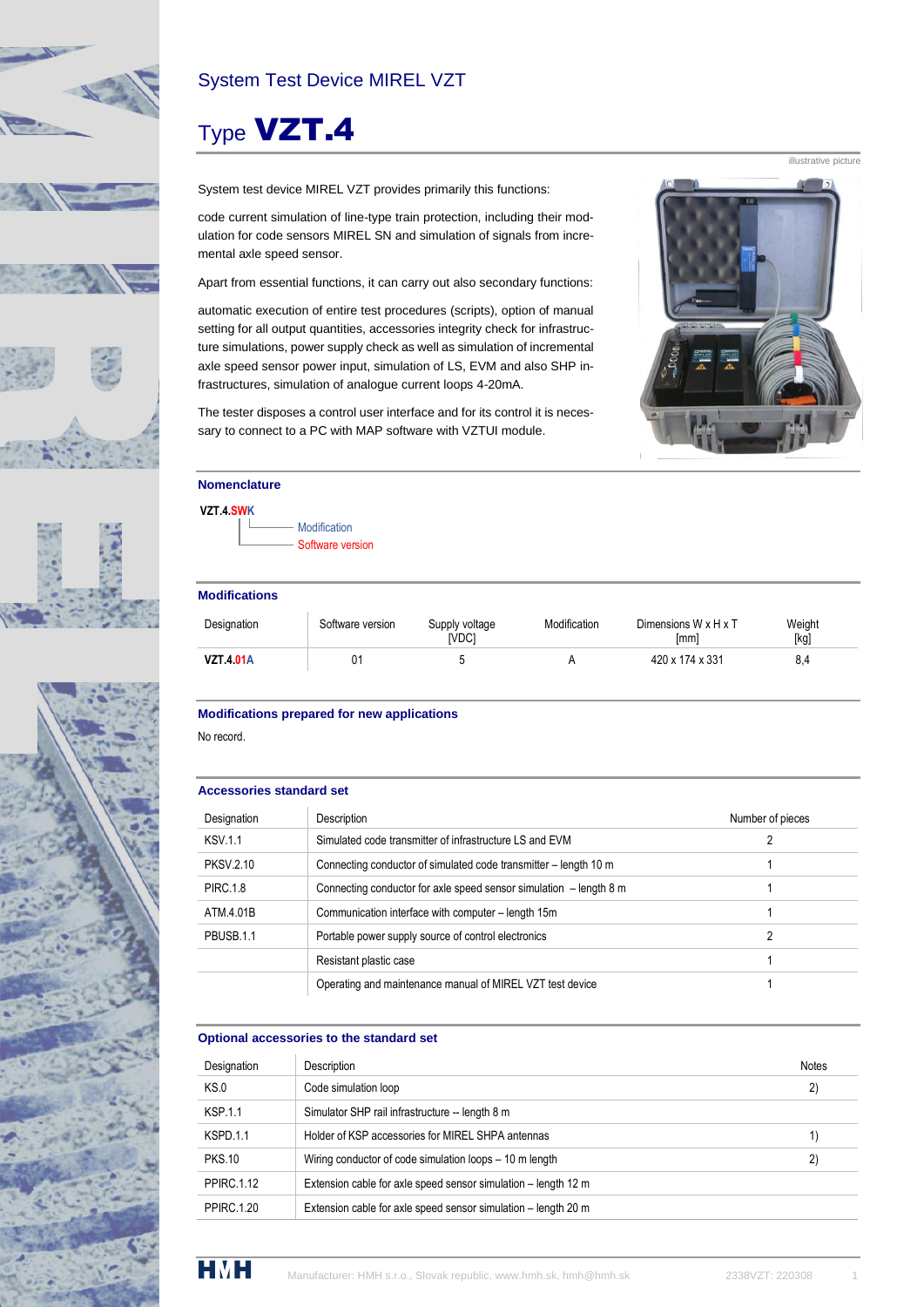# System Test Device MIREL VZT

## Type **VZT.4**

illustrative picture

System test device MIREL VZT provides primarily this functions:

code current simulation of line-type train protection, including their modulation for code sensors MIREL SN and simulation of signals from incremental axle speed sensor.

Apart from essential functions, it can carry out also secondary functions:

automatic execution of entire test procedures (scripts), option of manual setting for all output quantities, accessories integrity check for infrastructure simulations, power supply check as well as simulation of incremental axle speed sensor power input, simulation of LS, EVM and also SHP infrastructures, simulation of analogue current loops 4-20mA.

The tester disposes a control user interface and for its control it is necessary to connect to a PC with MAP software with VZTUI module.

### Nomenclature

**VZT.4.SWK**

- K – Modification
- SW – Software version

### Modifications

| Designation | Software version | Supply voltage [VDC] | Modification | Dimensions W x H x T [mm] | Weight [kg] |
|---|---|---|---|---|---|
| **VZT.4.01A** | 01 | 5 | A | 420 x 174 x 331 | 8,4 |

### Modifications prepared for new applications

No record.

### Accessories standard set

| Designation | Description | Number of pieces |
|---|---|---|
| KSV.1.1 | Simulated code transmitter of infrastructure LS and EVM | 2 |
| PKSV.2.10 | Connecting conductor of simulated code transmitter – length 10 m | 1 |
| PIRC.1.8 | Connecting conductor for axle speed sensor simulation – length 8 m | 1 |
| ATM.4.01B | Communication interface with computer – length 15m | 1 |
| PBUSB.1.1 | Portable power supply source of control electronics | 2 |
| | Resistant plastic case | 1 |
| | Operating and maintenance manual of MIREL VZT test device | 1 |

### Optional accessories to the standard set

| Designation | Description | Notes |
|---|---|---|
| KS.0 | Code simulation loop | 2) |
| KSP.1.1 | Simulator SHP rail infrastructure -- length 8 m | |
| KSPD.1.1 | Holder of KSP accessories for MIREL SHPA antennas | 1) |
| PKS.10 | Wiring conductor of code simulation loops – 10 m length | 2) |
| PPIRC.1.12 | Extension cable for axle speed sensor simulation – length 12 m | |
| PPIRC.1.20 | Extension cable for axle speed sensor simulation – length 20 m | |

Manufacturer: HMH s.r.o., Slovak republic, www.hmh.sk, hmh@hmh.sk 2338VZT: 220308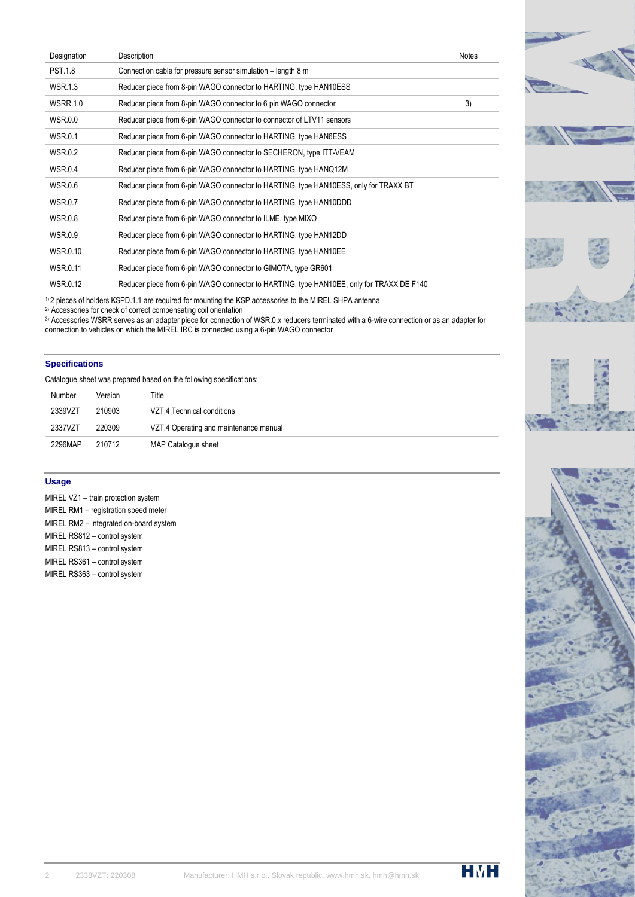| Designation | Description | Notes |
|---|---|---|
| PST.1.8 | Connection cable for pressure sensor simulation – length 8 m | |
| WSR.1.3 | Reducer piece from 8-pin WAGO connector to HARTING, type HAN10ESS | |
| WSRR.1.0 | Reducer piece from 8-pin WAGO connector to 6 pin WAGO connector | 3) |
| WSR.0.0 | Reducer piece from 6-pin WAGO connector to connector of LTV11 sensors | |
| WSR.0.1 | Reducer piece from 6-pin WAGO connector to HARTING, type HAN6ESS | |
| WSR.0.2 | Reducer piece from 6-pin WAGO connector to SECHERON, type ITT-VEAM | |
| WSR.0.4 | Reducer piece from 6-pin WAGO connector to HARTING, type HANQ12M | |
| WSR.0.6 | Reducer piece from 6-pin WAGO connector to HARTING, type HAN10ESS, only for TRAXX BT | |
| WSR.0.7 | Reducer piece from 6-pin WAGO connector to HARTING, type HAN10DDD | |
| WSR.0.8 | Reducer piece from 6-pin WAGO connector to ILME, type MIXO | |
| WSR.0.9 | Reducer piece from 6-pin WAGO connector to HARTING, type HAN12DD | |
| WSR.0.10 | Reducer piece from 6-pin WAGO connector to HARTING, type HAN10EE | |
| WSR.0.11 | Reducer piece from 6-pin WAGO connector to GIMOTA, type GR601 | |
| WSR.0.12 | Reducer piece from 6-pin WAGO connector to HARTING, type HAN10EE, only for TRAXX DE F140 | |

[1] 2 pieces of holders KSPD.1.1 are required for mounting the KSP accessories to the MIREL SHPA antenna
[2] Accessories for check of correct compensating coil orientation
[3] Accessories WSRR serves as an adapter piece for connection of WSR.0.x reducers terminated with a 6-wire connection or as an adapter for connection to vehicles on which the MIREL IRC is connected using a 6-pin WAGO connector

## Specifications

Catalogue sheet was prepared based on the following specifications:

| Number | Version | Title |
|---|---|---|
| 2339VZT | 210903 | VZT.4 Technical conditions |
| 2337VZT | 220309 | VZT.4 Operating and maintenance manual |
| 2296MAP | 210712 | MAP Catalogue sheet |

## Usage

MIREL VZ1 – train protection system
MIREL RM1 – registration speed meter
MIREL RM2 – integrated on-board system
MIREL RS812 – control system
MIREL RS813 – control system
MIREL RS361 – control system
MIREL RS363 – control system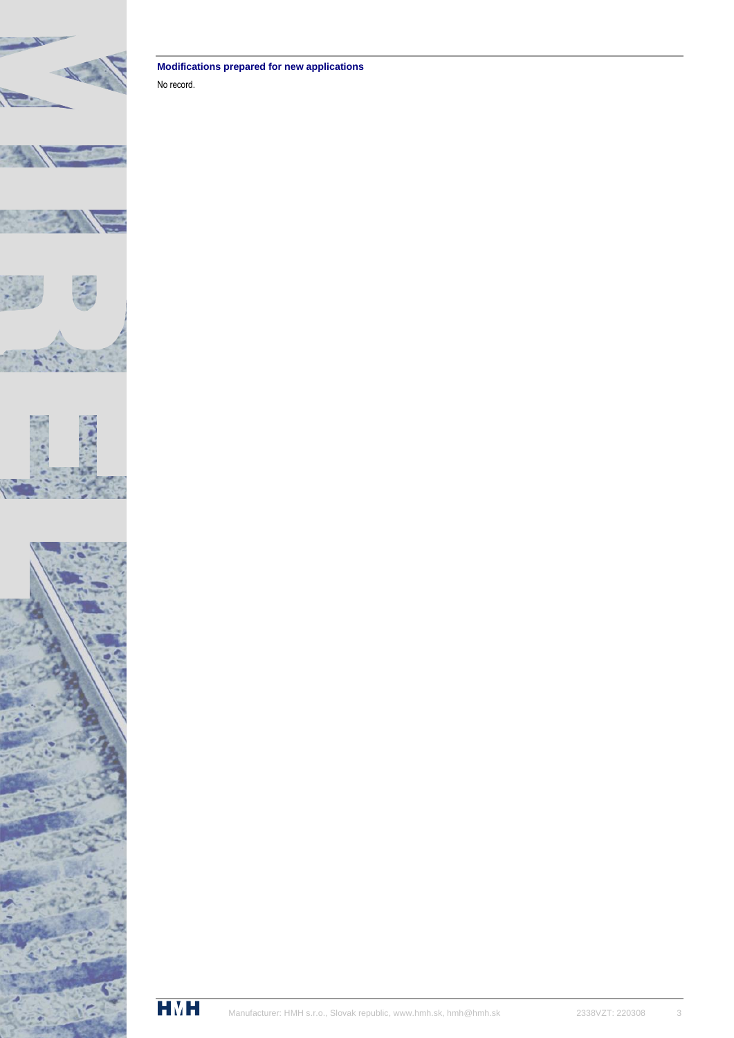**Modifications prepared for new applications**

No record.